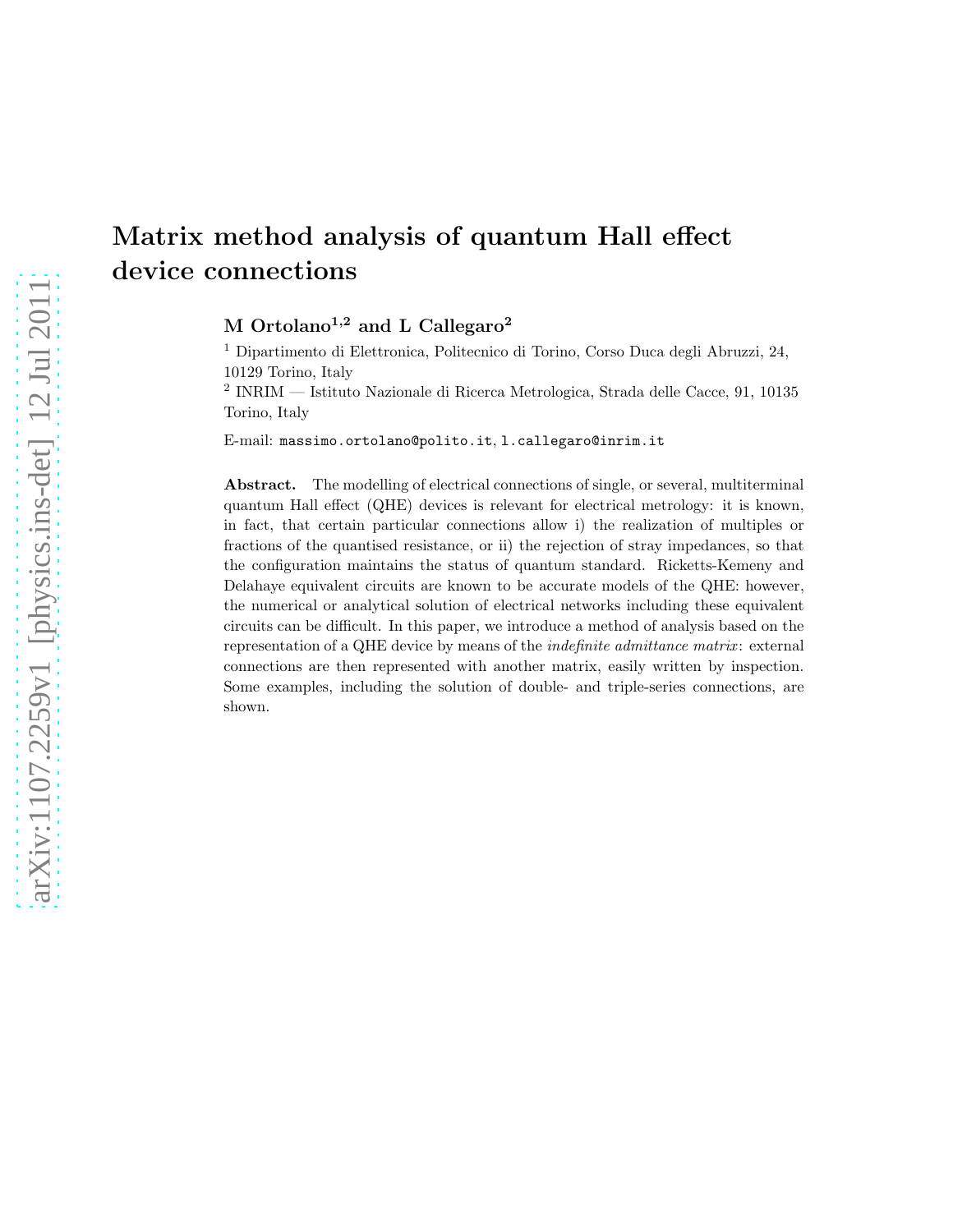# Matrix method analysis of quantum Hall effect device connections

**M Ortolano[1,2] and L Callegaro[2]**

[1] Dipartimento di Elettronica, Politecnico di Torino, Corso Duca degli Abruzzi, 24, 10129 Torino, Italy

[2] INRIM — Istituto Nazionale di Ricerca Metrologica, Strada delle Cacce, 91, 10135 Torino, Italy

E-mail: `massimo.ortolano@polito.it`, `l.callegaro@inrim.it`

**Abstract.** The modelling of electrical connections of single, or several, multiterminal quantum Hall effect (QHE) devices is relevant for electrical metrology: it is known, in fact, that certain particular connections allow i) the realization of multiples or fractions of the quantised resistance, or ii) the rejection of stray impedances, so that the configuration maintains the status of quantum standard. Ricketts-Kemeny and Delahaye equivalent circuits are known to be accurate models of the QHE: however, the numerical or analytical solution of electrical networks including these equivalent circuits can be difficult. In this paper, we introduce a method of analysis based on the representation of a QHE device by means of the *indefinite admittance matrix*: external connections are then represented with another matrix, easily written by inspection. Some examples, including the solution of double- and triple-series connections, are shown.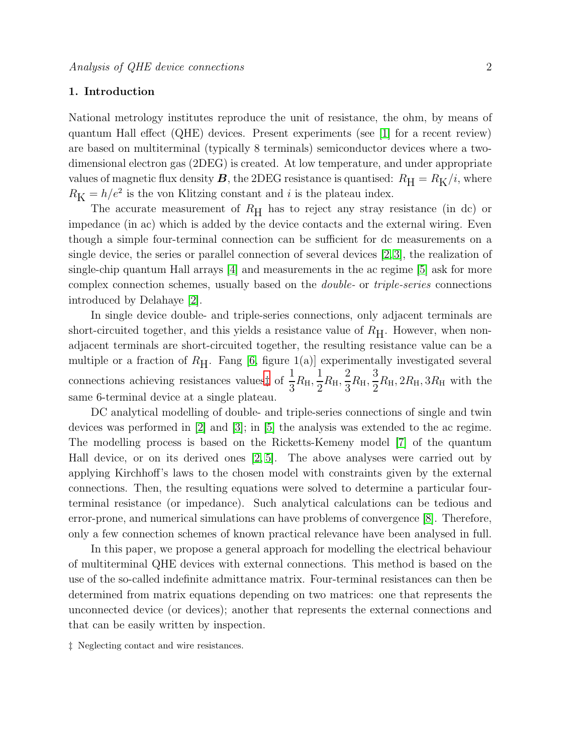## 1. Introduction

National metrology institutes reproduce the unit of resistance, the ohm, by means of quantum Hall effect (QHE) devices. Present experiments (see [1] for a recent review) are based on multiterminal (typically 8 terminals) semiconductor devices where a two-dimensional electron gas (2DEG) is created. At low temperature, and under appropriate values of magnetic flux density $\boldsymbol{B}$, the 2DEG resistance is quantised: $R_{\mathrm{H}} = R_{\mathrm{K}}/i$, where $R_{\mathrm{K}} = h/e^2$ is the von Klitzing constant and $i$ is the plateau index.

The accurate measurement of $R_{\mathrm{H}}$ has to reject any stray resistance (in dc) or impedance (in ac) which is added by the device contacts and the external wiring. Even though a simple four-terminal connection can be sufficient for dc measurements on a single device, the series or parallel connection of several devices [2,3], the realization of single-chip quantum Hall arrays [4] and measurements in the ac regime [5] ask for more complex connection schemes, usually based on the *double-* or *triple-series* connections introduced by Delahaye [2].

In single device double- and triple-series connections, only adjacent terminals are short-circuited together, and this yields a resistance value of $R_{\mathrm{H}}$. However, when non-adjacent terminals are short-circuited together, the resulting resistance value can be a multiple or a fraction of $R_{\mathrm{H}}$. Fang [6, figure 1(a)] experimentally investigated several connections achieving resistances values‡ of $\frac{1}{3}R_{\mathrm{H}}, \frac{1}{2}R_{\mathrm{H}}, \frac{2}{3}R_{\mathrm{H}}, \frac{3}{2}R_{\mathrm{H}}, 2R_{\mathrm{H}}, 3R_{\mathrm{H}}$ with the same 6-terminal device at a single plateau.

DC analytical modelling of double- and triple-series connections of single and twin devices was performed in [2] and [3]; in [5] the analysis was extended to the ac regime. The modelling process is based on the Ricketts-Kemeny model [7] of the quantum Hall device, or on its derived ones [2,5]. The above analyses were carried out by applying Kirchhoff's laws to the chosen model with constraints given by the external connections. Then, the resulting equations were solved to determine a particular four-terminal resistance (or impedance). Such analytical calculations can be tedious and error-prone, and numerical simulations can have problems of convergence [8]. Therefore, only a few connection schemes of known practical relevance have been analysed in full.

In this paper, we propose a general approach for modelling the electrical behaviour of multiterminal QHE devices with external connections. This method is based on the use of the so-called indefinite admittance matrix. Four-terminal resistances can then be determined from matrix equations depending on two matrices: one that represents the unconnected device (or devices); another that represents the external connections and that can be easily written by inspection.

‡ Neglecting contact and wire resistances.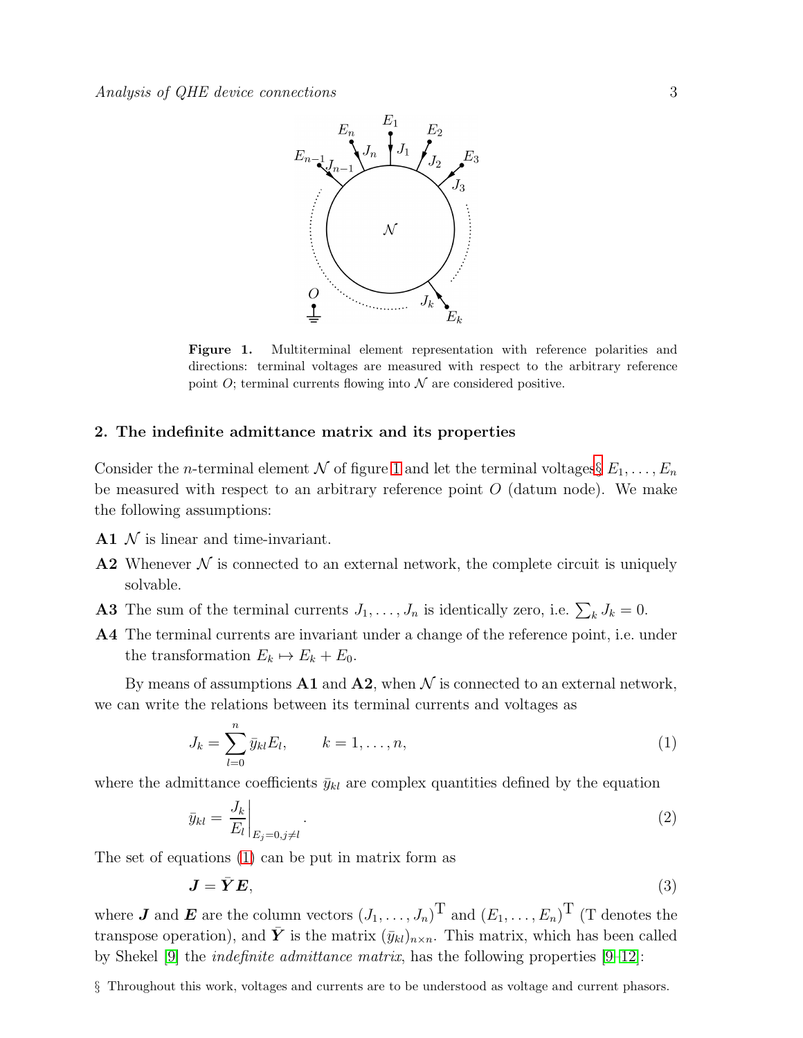**Figure 1.** Multiterminal element representation with reference polarities and directions: terminal voltages are measured with respect to the arbitrary reference point $O$; terminal currents flowing into $\mathcal{N}$ are considered positive.

## 2. The indefinite admittance matrix and its properties

Consider the $n$-terminal element $\mathcal{N}$ of figure 1 and let the terminal voltages§ $E_1, \ldots, E_n$ be measured with respect to an arbitrary reference point $O$ (datum node). We make the following assumptions:

**A1** $\mathcal{N}$ is linear and time-invariant.

**A2** Whenever $\mathcal{N}$ is connected to an external network, the complete circuit is uniquely solvable.

**A3** The sum of the terminal currents $J_1, \ldots, J_n$ is identically zero, i.e. $\sum_k J_k = 0$.

**A4** The terminal currents are invariant under a change of the reference point, i.e. under the transformation $E_k \mapsto E_k + E_0$.

By means of assumptions **A1** and **A2**, when $\mathcal{N}$ is connected to an external network, we can write the relations between its terminal currents and voltages as

$$J_k = \sum_{l=0}^{n} \bar{y}_{kl} E_l, \qquad k = 1, \ldots, n, \tag{1}$$

where the admittance coefficients $\bar{y}_{kl}$ are complex quantities defined by the equation

$$\bar{y}_{kl} = \left. \frac{J_k}{E_l} \right|_{E_j=0, j \neq l}. \tag{2}$$

The set of equations (1) can be put in matrix form as

$$\boldsymbol{J} = \bar{\boldsymbol{Y}} \boldsymbol{E}, \tag{3}$$

where $\boldsymbol{J}$ and $\boldsymbol{E}$ are the column vectors $(J_1, \ldots, J_n)^{\mathrm{T}}$ and $(E_1, \ldots, E_n)^{\mathrm{T}}$ (T denotes the transpose operation), and $\bar{\boldsymbol{Y}}$ is the matrix $(\bar{y}_{kl})_{n \times n}$. This matrix, which has been called by Shekel [9] the *indefinite admittance matrix*, has the following properties [9–12]:

§ Throughout this work, voltages and currents are to be understood as voltage and current phasors.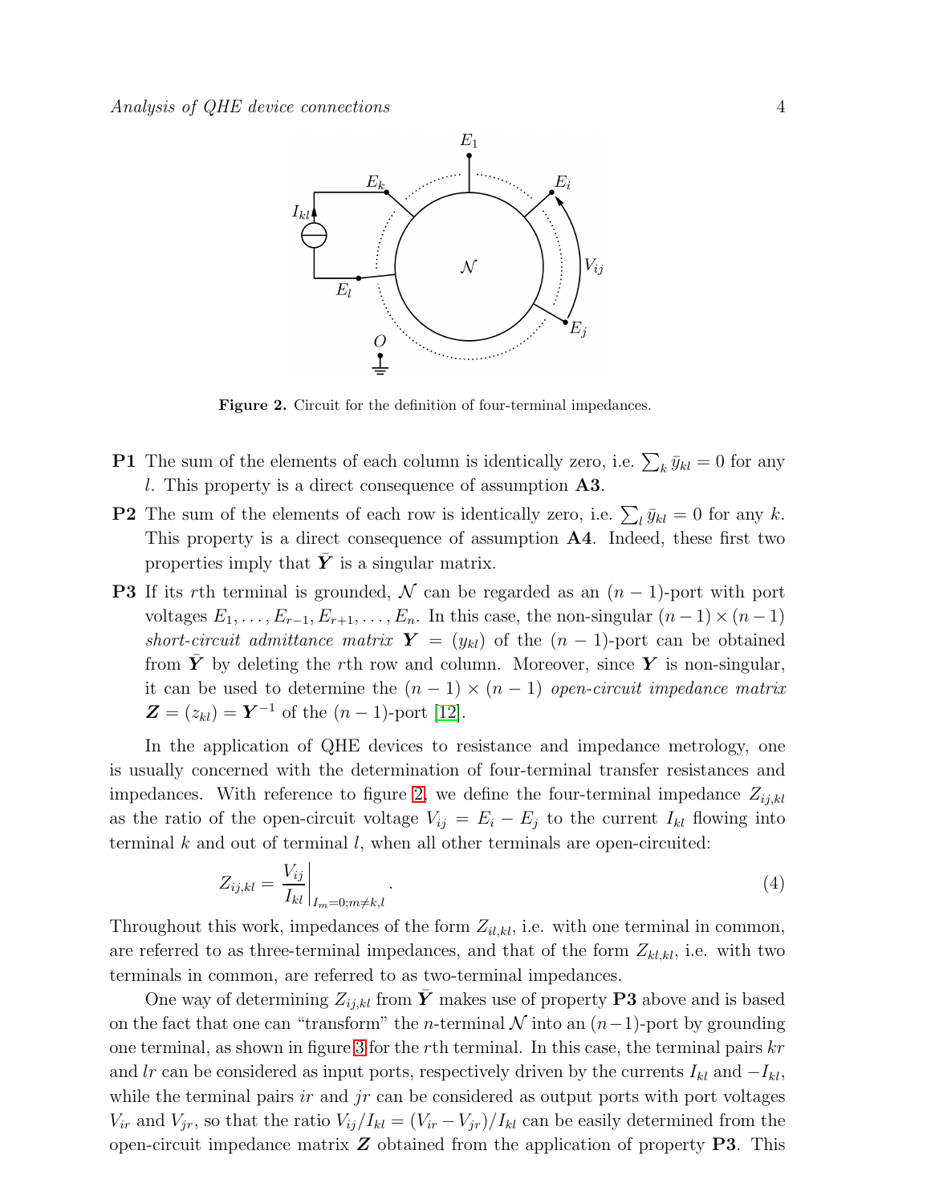**Figure 2.** Circuit for the definition of four-terminal impedances.

**P1** The sum of the elements of each column is identically zero, i.e. $\sum_k \bar{y}_{kl} = 0$ for any $l$. This property is a direct consequence of assumption **A3**.

**P2** The sum of the elements of each row is identically zero, i.e. $\sum_l \bar{y}_{kl} = 0$ for any $k$. This property is a direct consequence of assumption **A4**. Indeed, these first two properties imply that $\bar{\boldsymbol{Y}}$ is a singular matrix.

**P3** If its $r$th terminal is grounded, $\mathcal{N}$ can be regarded as an $(n-1)$-port with port voltages $E_1, \ldots, E_{r-1}, E_{r+1}, \ldots, E_n$. In this case, the non-singular $(n-1) \times (n-1)$ *short-circuit admittance matrix* $\boldsymbol{Y} = (y_{kl})$ of the $(n-1)$-port can be obtained from $\bar{\boldsymbol{Y}}$ by deleting the $r$th row and column. Moreover, since $\boldsymbol{Y}$ is non-singular, it can be used to determine the $(n-1) \times (n-1)$ *open-circuit impedance matrix* $\boldsymbol{Z} = (z_{kl}) = \boldsymbol{Y}^{-1}$ of the $(n-1)$-port [12].

In the application of QHE devices to resistance and impedance metrology, one is usually concerned with the determination of four-terminal transfer resistances and impedances. With reference to figure 2, we define the four-terminal impedance $Z_{ij,kl}$ as the ratio of the open-circuit voltage $V_{ij} = E_i - E_j$ to the current $I_{kl}$ flowing into terminal $k$ and out of terminal $l$, when all other terminals are open-circuited:

$$Z_{ij,kl} = \left. \frac{V_{ij}}{I_{kl}} \right|_{I_m=0; m \neq k,l}. \tag{4}$$

Throughout this work, impedances of the form $Z_{il,kl}$, i.e. with one terminal in common, are referred to as three-terminal impedances, and that of the form $Z_{kl,kl}$, i.e. with two terminals in common, are referred to as two-terminal impedances.

One way of determining $Z_{ij,kl}$ from $\bar{\boldsymbol{Y}}$ makes use of property **P3** above and is based on the fact that one can "transform" the $n$-terminal $\mathcal{N}$ into an $(n-1)$-port by grounding one terminal, as shown in figure 3 for the $r$th terminal. In this case, the terminal pairs $kr$ and $lr$ can be considered as input ports, respectively driven by the currents $I_{kl}$ and $-I_{kl}$, while the terminal pairs $ir$ and $jr$ can be considered as output ports with port voltages $V_{ir}$ and $V_{jr}$, so that the ratio $V_{ij}/I_{kl} = (V_{ir} - V_{jr})/I_{kl}$ can be easily determined from the open-circuit impedance matrix $\boldsymbol{Z}$ obtained from the application of property **P3**. This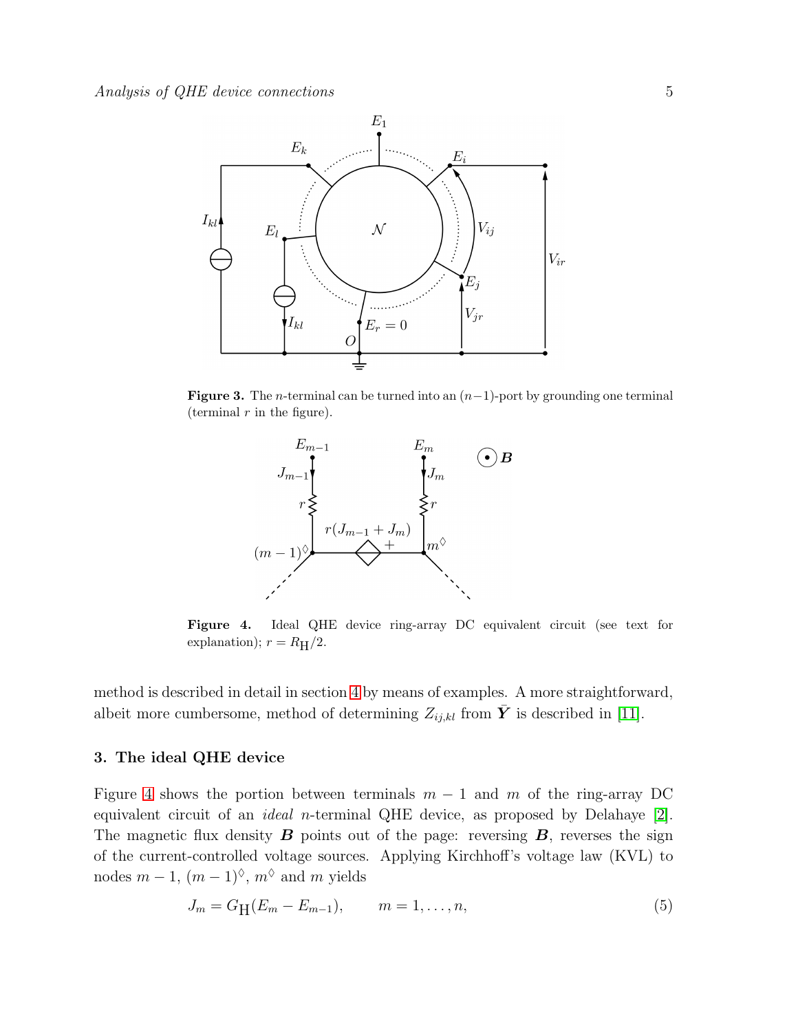**Figure 3.** The $n$-terminal can be turned into an $(n-1)$-port by grounding one terminal (terminal $r$ in the figure).

**Figure 4.** Ideal QHE device ring-array DC equivalent circuit (see text for explanation); $r = R_{\rm H}/2$.

method is described in detail in section 4 by means of examples. A more straightforward, albeit more cumbersome, method of determining $Z_{ij,kl}$ from $\bar{\boldsymbol{Y}}$ is described in [11].

## 3. The ideal QHE device

Figure 4 shows the portion between terminals $m-1$ and $m$ of the ring-array DC equivalent circuit of an *ideal* $n$-terminal QHE device, as proposed by Delahaye [2]. The magnetic flux density $\boldsymbol{B}$ points out of the page: reversing $\boldsymbol{B}$, reverses the sign of the current-controlled voltage sources. Applying Kirchhoff's voltage law (KVL) to nodes $m-1$, $(m-1)^{\Diamond}$, $m^{\Diamond}$ and $m$ yields

$$J_m = G_{\rm H}(E_m - E_{m-1}), \qquad m = 1, \ldots, n, \tag{5}$$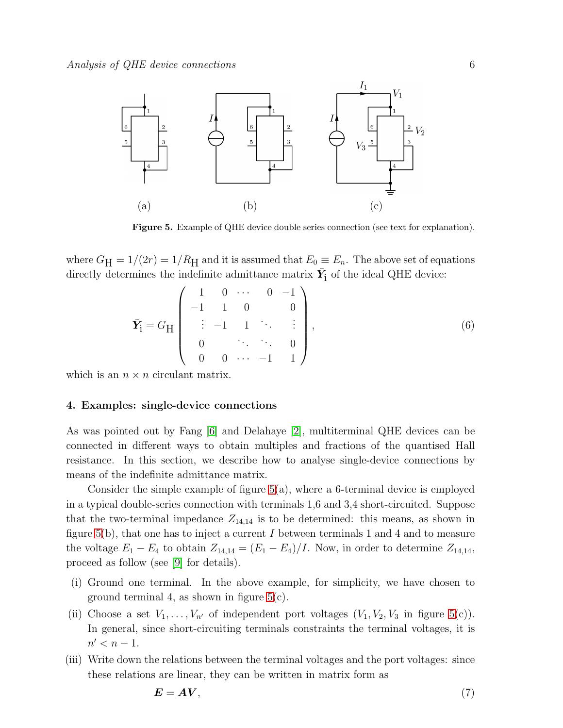Figure 5. Example of QHE device double series connection (see text for explanation).

where $G_{\rm H} = 1/(2r) = 1/R_{\rm H}$ and it is assumed that $E_0 \equiv E_n$. The above set of equations directly determines the indefinite admittance matrix $\bar{\boldsymbol{Y}}_{\rm i}$ of the ideal QHE device:

$$
\bar{\boldsymbol{Y}}_{\rm i} = G_{\rm H} \begin{pmatrix} 1 & 0 & \cdots & 0 & -1 \\ -1 & 1 & 0 & & 0 \\ \vdots & -1 & 1 & \ddots & \vdots \\ 0 & & \ddots & \ddots & 0 \\ 0 & 0 & \cdots & -1 & 1 \end{pmatrix}, \tag{6}
$$

which is an $n \times n$ circulant matrix.

## 4. Examples: single-device connections

As was pointed out by Fang [6] and Delahaye [2], multiterminal QHE devices can be connected in different ways to obtain multiples and fractions of the quantised Hall resistance. In this section, we describe how to analyse single-device connections by means of the indefinite admittance matrix.

Consider the simple example of figure 5(a), where a 6-terminal device is employed in a typical double-series connection with terminals 1,6 and 3,4 short-circuited. Suppose that the two-terminal impedance $Z_{14,14}$ is to be determined: this means, as shown in figure 5(b), that one has to inject a current $I$ between terminals 1 and 4 and to measure the voltage $E_1 - E_4$ to obtain $Z_{14,14} = (E_1 - E_4)/I$. Now, in order to determine $Z_{14,14}$, proceed as follow (see [9] for details).

(i) Ground one terminal. In the above example, for simplicity, we have chosen to ground terminal 4, as shown in figure 5(c).

(ii) Choose a set $V_1, \ldots, V_{n'}$ of independent port voltages ($V_1, V_2, V_3$ in figure 5(c)). In general, since short-circuiting terminals constraints the terminal voltages, it is $n' < n - 1$.

(iii) Write down the relations between the terminal voltages and the port voltages: since these relations are linear, they can be written in matrix form as

$$
\boldsymbol{E} = \boldsymbol{A}\boldsymbol{V}, \tag{7}
$$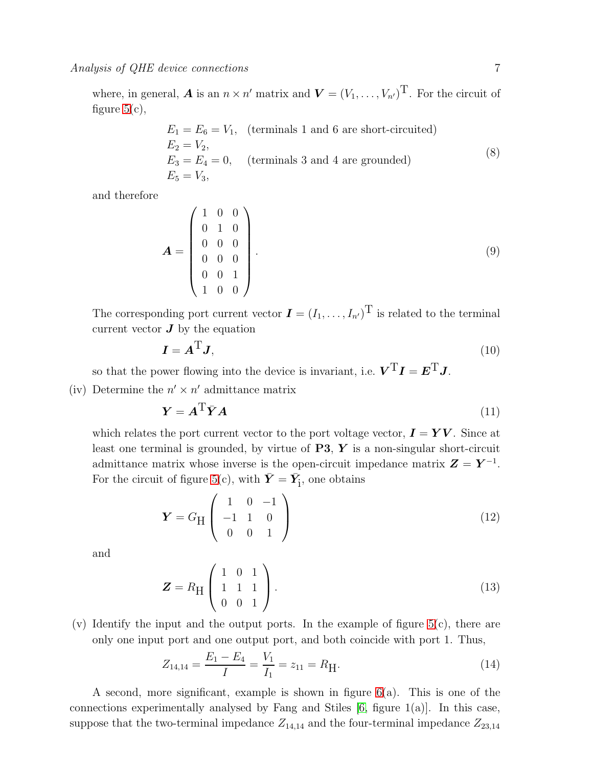where, in general, $\boldsymbol{A}$ is an $n \times n'$ matrix and $\boldsymbol{V} = (V_1, \ldots, V_{n'})^{\mathrm{T}}$. For the circuit of figure 5(c),

$$
\begin{array}{ll}
E_1 = E_6 = V_1, & \text{(terminals 1 and 6 are short-circuited)} \\
E_2 = V_2, & \\
E_3 = E_4 = 0, & \text{(terminals 3 and 4 are grounded)} \\
E_5 = V_3, &
\end{array}
\tag{8}
$$

and therefore

$$
\boldsymbol{A} = \begin{pmatrix} 1 & 0 & 0 \\ 0 & 1 & 0 \\ 0 & 0 & 0 \\ 0 & 0 & 0 \\ 0 & 0 & 1 \\ 1 & 0 & 0 \end{pmatrix}. \tag{9}
$$

The corresponding port current vector $\boldsymbol{I} = (I_1, \ldots, I_{n'})^{\mathrm{T}}$ is related to the terminal current vector $\boldsymbol{J}$ by the equation

$$
\boldsymbol{I} = \boldsymbol{A}^{\mathrm{T}} \boldsymbol{J}, \tag{10}
$$

so that the power flowing into the device is invariant, i.e. $\boldsymbol{V}^{\mathrm{T}} \boldsymbol{I} = \boldsymbol{E}^{\mathrm{T}} \boldsymbol{J}$.

(iv) Determine the $n' \times n'$ admittance matrix

$$
\boldsymbol{Y} = \boldsymbol{A}^{\mathrm{T}} \bar{\boldsymbol{Y}} \boldsymbol{A} \tag{11}
$$

which relates the port current vector to the port voltage vector, $\boldsymbol{I} = \boldsymbol{Y}\boldsymbol{V}$. Since at least one terminal is grounded, by virtue of **P3**, $\boldsymbol{Y}$ is a non-singular short-circuit admittance matrix whose inverse is the open-circuit impedance matrix $\boldsymbol{Z} = \boldsymbol{Y}^{-1}$. For the circuit of figure 5(c), with $\bar{\boldsymbol{Y}} = \bar{\boldsymbol{Y}}_{\mathrm{i}}$, one obtains

$$
\boldsymbol{Y} = G_{\mathrm{H}} \begin{pmatrix} 1 & 0 & -1 \\ -1 & 1 & 0 \\ 0 & 0 & 1 \end{pmatrix} \tag{12}
$$

and

$$
\boldsymbol{Z} = R_{\mathrm{H}} \begin{pmatrix} 1 & 0 & 1 \\ 1 & 1 & 1 \\ 0 & 0 & 1 \end{pmatrix}. \tag{13}
$$

(v) Identify the input and the output ports. In the example of figure 5(c), there are only one input port and one output port, and both coincide with port 1. Thus,

$$
Z_{14,14} = \frac{E_1 - E_4}{I} = \frac{V_1}{I_1} = z_{11} = R_{\mathrm{H}}. \tag{14}
$$

A second, more significant, example is shown in figure 6(a). This is one of the connections experimentally analysed by Fang and Stiles [6, figure 1(a)]. In this case, suppose that the two-terminal impedance $Z_{14,14}$ and the four-terminal impedance $Z_{23,14}$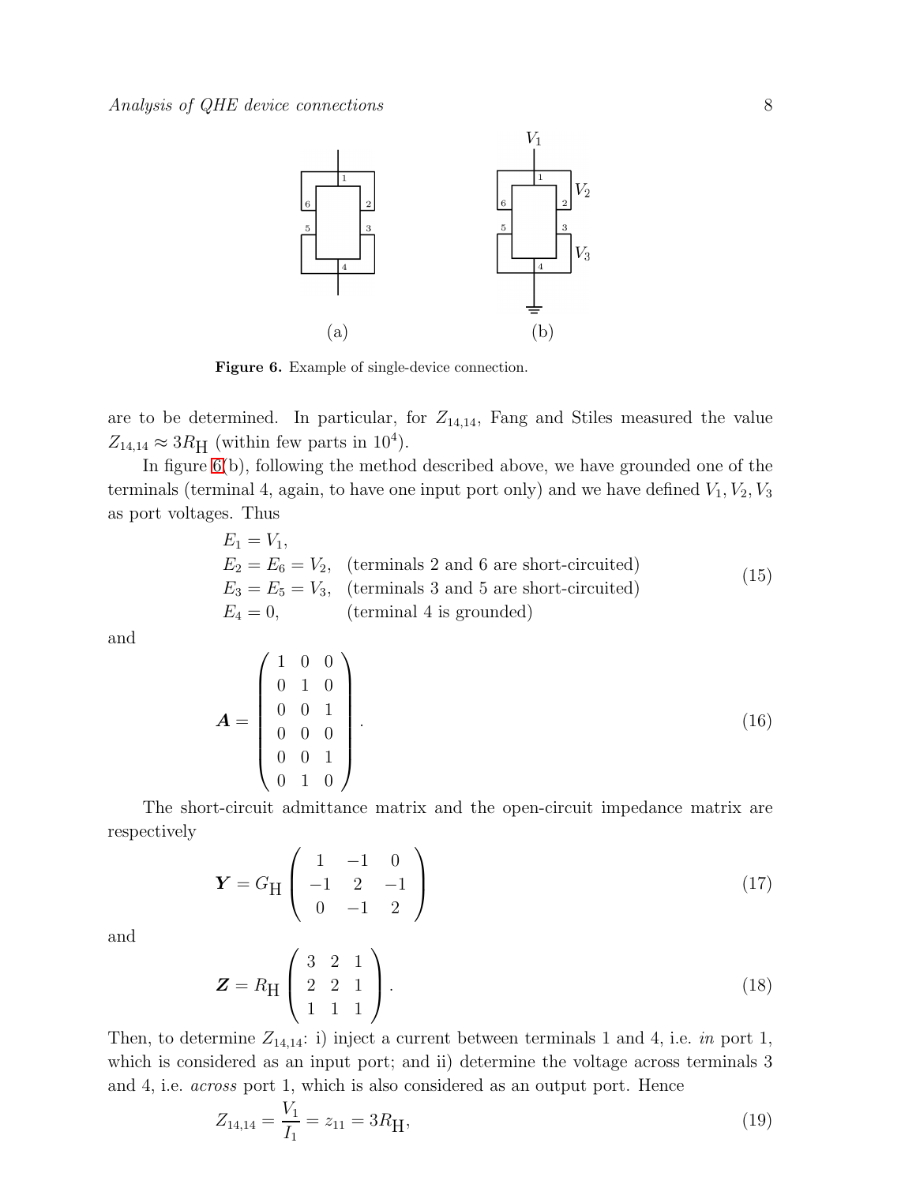Figure 6. Example of single-device connection.

are to be determined. In particular, for $Z_{14,14}$, Fang and Stiles measured the value $Z_{14,14} \approx 3R_{\mathrm{H}}$ (within few parts in $10^4$).

In figure 6(b), following the method described above, we have grounded one of the terminals (terminal 4, again, to have one input port only) and we have defined $V_1, V_2, V_3$ as port voltages. Thus

$$
\begin{array}{ll}
E_1 = V_1, & \\
E_2 = E_6 = V_2, & \text{(terminals 2 and 6 are short-circuited)} \\
E_3 = E_5 = V_3, & \text{(terminals 3 and 5 are short-circuited)} \\
E_4 = 0, & \text{(terminal 4 is grounded)}
\end{array}
\tag{15}
$$

and

$$
\boldsymbol{A} = \begin{pmatrix} 1 & 0 & 0 \\ 0 & 1 & 0 \\ 0 & 0 & 1 \\ 0 & 0 & 0 \\ 0 & 0 & 1 \\ 0 & 1 & 0 \end{pmatrix}. \tag{16}
$$

The short-circuit admittance matrix and the open-circuit impedance matrix are respectively

$$
\boldsymbol{Y} = G_{\mathrm{H}} \begin{pmatrix} 1 & -1 & 0 \\ -1 & 2 & -1 \\ 0 & -1 & 2 \end{pmatrix} \tag{17}
$$

and

$$
\boldsymbol{Z} = R_{\mathrm{H}} \begin{pmatrix} 3 & 2 & 1 \\ 2 & 2 & 1 \\ 1 & 1 & 1 \end{pmatrix}. \tag{18}
$$

Then, to determine $Z_{14,14}$: i) inject a current between terminals 1 and 4, i.e. *in* port 1, which is considered as an input port; and ii) determine the voltage across terminals 3 and 4, i.e. *across* port 1, which is also considered as an output port. Hence

$$
Z_{14,14} = \frac{V_1}{I_1} = z_{11} = 3R_{\mathrm{H}}, \tag{19}
$$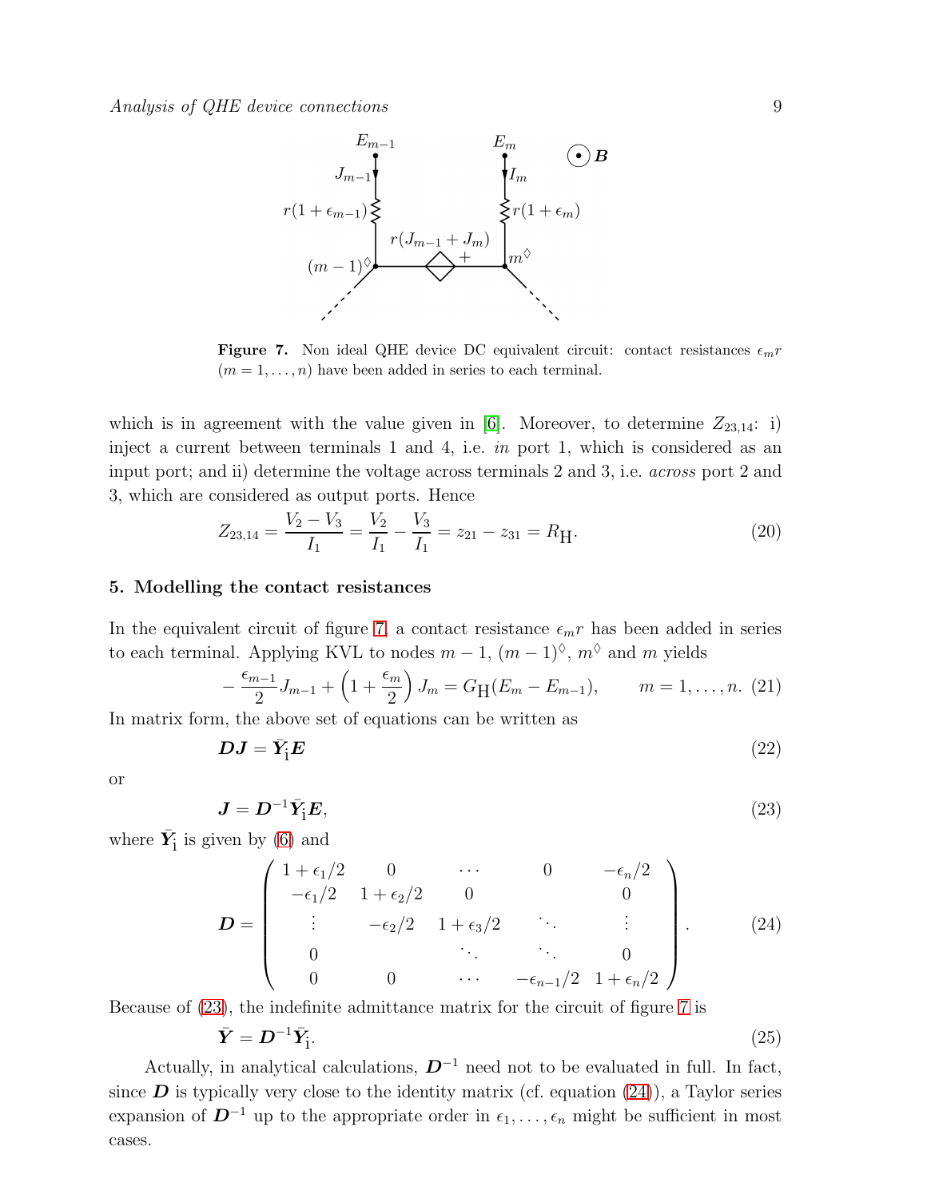Figure 7. Non ideal QHE device DC equivalent circuit: contact resistances $\epsilon_m r$ ($m = 1, \ldots, n$) have been added in series to each terminal.

which is in agreement with the value given in [6]. Moreover, to determine $Z_{23,14}$: i) inject a current between terminals 1 and 4, i.e. *in* port 1, which is considered as an input port; and ii) determine the voltage across terminals 2 and 3, i.e. *across* port 2 and 3, which are considered as output ports. Hence

$$Z_{23,14} = \frac{V_2 - V_3}{I_1} = \frac{V_2}{I_1} - \frac{V_3}{I_1} = z_{21} - z_{31} = R_{\mathrm{H}}. \tag{20}$$

## 5. Modelling the contact resistances

In the equivalent circuit of figure 7, a contact resistance $\epsilon_m r$ has been added in series to each terminal. Applying KVL to nodes $m-1$, $(m-1)^\diamond$, $m^\diamond$ and $m$ yields

$$-\frac{\epsilon_{m-1}}{2} J_{m-1} + \left(1 + \frac{\epsilon_m}{2}\right) J_m = G_{\mathrm{H}}(E_m - E_{m-1}), \qquad m = 1, \ldots, n. \tag{21}$$

In matrix form, the above set of equations can be written as

$$\boldsymbol{D}\boldsymbol{J} = \bar{\boldsymbol{Y}}_{\mathrm{i}} \boldsymbol{E} \tag{22}$$

or

$$\boldsymbol{J} = \boldsymbol{D}^{-1} \bar{\boldsymbol{Y}}_{\mathrm{i}} \boldsymbol{E}, \tag{23}$$

where $\bar{\boldsymbol{Y}}_{\mathrm{i}}$ is given by (6) and

$$\boldsymbol{D} = \begin{pmatrix} 1+\epsilon_1/2 & 0 & \cdots & 0 & -\epsilon_n/2 \\ -\epsilon_1/2 & 1+\epsilon_2/2 & 0 & & 0 \\ \vdots & -\epsilon_2/2 & 1+\epsilon_3/2 & \ddots & \vdots \\ 0 & & \ddots & \ddots & 0 \\ 0 & 0 & \cdots & -\epsilon_{n-1}/2 & 1+\epsilon_n/2 \end{pmatrix}. \tag{24}$$

Because of (23), the indefinite admittance matrix for the circuit of figure 7 is

$$\bar{\boldsymbol{Y}} = \boldsymbol{D}^{-1} \bar{\boldsymbol{Y}}_{\mathrm{i}}. \tag{25}$$

Actually, in analytical calculations, $\boldsymbol{D}^{-1}$ need not to be evaluated in full. In fact, since $\boldsymbol{D}$ is typically very close to the identity matrix (cf. equation (24)), a Taylor series expansion of $\boldsymbol{D}^{-1}$ up to the appropriate order in $\epsilon_1, \ldots, \epsilon_n$ might be sufficient in most cases.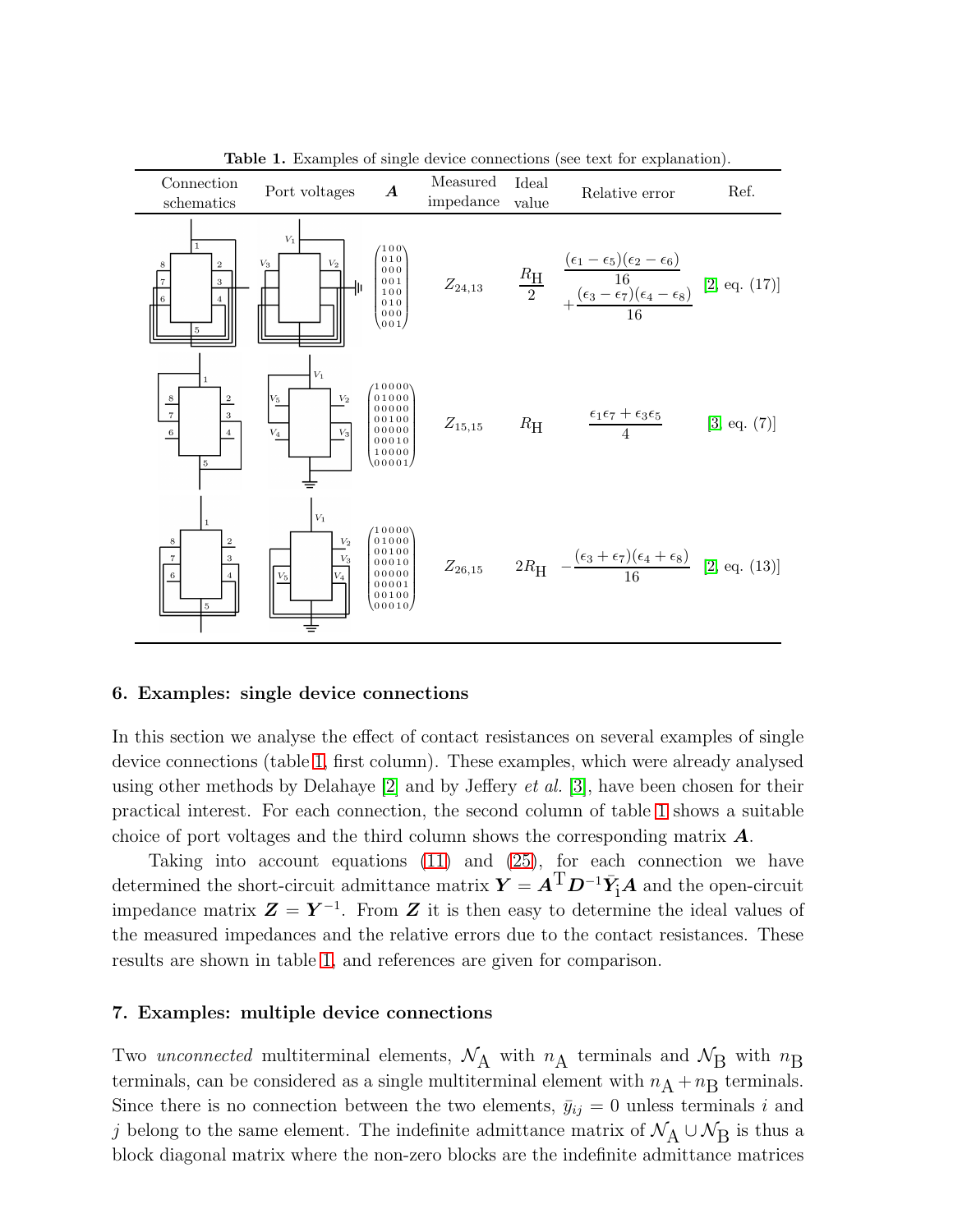**Table 1.** Examples of single device connections (see text for explanation).

| Connection schematics | Port voltages | $\boldsymbol{A}$ | Measured impedance | Ideal value | Relative error | Ref. |
|---|---|---|---|---|---|---|
| | | $\begin{pmatrix}100\\010\\000\\001\\100\\010\\000\\001\end{pmatrix}$ | $Z_{24,13}$ | $\dfrac{R_\mathrm{H}}{2}$ | $\dfrac{(\epsilon_1-\epsilon_5)(\epsilon_2-\epsilon_6)}{16}+\dfrac{(\epsilon_3-\epsilon_7)(\epsilon_4-\epsilon_8)}{16}$ | [2, eq. (17)] |
| | | $\begin{pmatrix}10000\\01000\\00000\\00100\\00000\\00010\\10000\\00001\end{pmatrix}$ | $Z_{15,15}$ | $R_\mathrm{H}$ | $\dfrac{\epsilon_1\epsilon_7+\epsilon_3\epsilon_5}{4}$ | [3, eq. (7)] |
| | | $\begin{pmatrix}10000\\01000\\00100\\00010\\00000\\00001\\00100\\00010\end{pmatrix}$ | $Z_{26,15}$ | $2R_\mathrm{H}$ | $-\dfrac{(\epsilon_3+\epsilon_7)(\epsilon_4+\epsilon_8)}{16}$ | [2, eq. (13)] |

## 6. Examples: single device connections

In this section we analyse the effect of contact resistances on several examples of single device connections (table 1, first column). These examples, which were already analysed using other methods by Delahaye [2] and by Jeffery *et al.* [3], have been chosen for their practical interest. For each connection, the second column of table 1 shows a suitable choice of port voltages and the third column shows the corresponding matrix $\boldsymbol{A}$.

Taking into account equations (11) and (25), for each connection we have determined the short-circuit admittance matrix $\boldsymbol{Y} = \boldsymbol{A}^\mathrm{T}\boldsymbol{D}^{-1}\bar{\boldsymbol{Y}}_\mathrm{i}\boldsymbol{A}$ and the open-circuit impedance matrix $\boldsymbol{Z} = \boldsymbol{Y}^{-1}$. From $\boldsymbol{Z}$ it is then easy to determine the ideal values of the measured impedances and the relative errors due to the contact resistances. These results are shown in table 1, and references are given for comparison.

## 7. Examples: multiple device connections

Two *unconnected* multiterminal elements, $\mathcal{N}_\mathrm{A}$ with $n_\mathrm{A}$ terminals and $\mathcal{N}_\mathrm{B}$ with $n_\mathrm{B}$ terminals, can be considered as a single multiterminal element with $n_\mathrm{A}+n_\mathrm{B}$ terminals. Since there is no connection between the two elements, $\bar{y}_{ij} = 0$ unless terminals $i$ and $j$ belong to the same element. The indefinite admittance matrix of $\mathcal{N}_\mathrm{A}\cup\mathcal{N}_\mathrm{B}$ is thus a block diagonal matrix where the non-zero blocks are the indefinite admittance matrices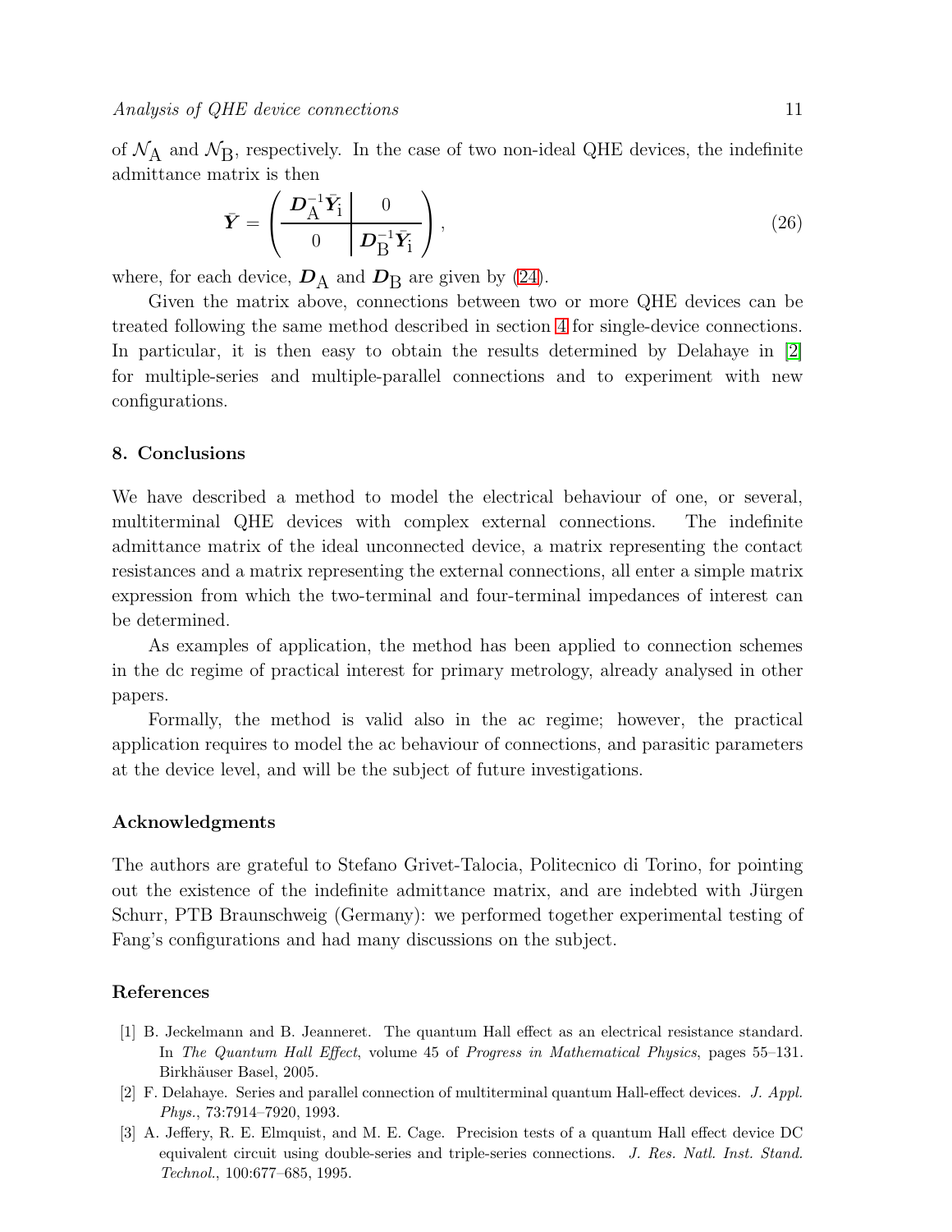of $\mathcal{N}_\mathrm{A}$ and $\mathcal{N}_\mathrm{B}$, respectively. In the case of two non-ideal QHE devices, the indefinite admittance matrix is then

$$\bar{\boldsymbol{Y}} = \left(\begin{array}{c|c} \boldsymbol{D}_\mathrm{A}^{-1}\bar{\boldsymbol{Y}}_\mathrm{i} & 0 \\ \hline 0 & \boldsymbol{D}_\mathrm{B}^{-1}\bar{\boldsymbol{Y}}_\mathrm{i} \end{array}\right), \tag{26}$$

where, for each device, $\boldsymbol{D}_\mathrm{A}$ and $\boldsymbol{D}_\mathrm{B}$ are given by (24).

Given the matrix above, connections between two or more QHE devices can be treated following the same method described in section 4 for single-device connections. In particular, it is then easy to obtain the results determined by Delahaye in [2] for multiple-series and multiple-parallel connections and to experiment with new configurations.

## 8. Conclusions

We have described a method to model the electrical behaviour of one, or several, multiterminal QHE devices with complex external connections. The indefinite admittance matrix of the ideal unconnected device, a matrix representing the contact resistances and a matrix representing the external connections, all enter a simple matrix expression from which the two-terminal and four-terminal impedances of interest can be determined.

As examples of application, the method has been applied to connection schemes in the dc regime of practical interest for primary metrology, already analysed in other papers.

Formally, the method is valid also in the ac regime; however, the practical application requires to model the ac behaviour of connections, and parasitic parameters at the device level, and will be the subject of future investigations.

## Acknowledgments

The authors are grateful to Stefano Grivet-Talocia, Politecnico di Torino, for pointing out the existence of the indefinite admittance matrix, and are indebted with Jürgen Schurr, PTB Braunschweig (Germany): we performed together experimental testing of Fang's configurations and had many discussions on the subject.

## References

[1] B. Jeckelmann and B. Jeanneret. The quantum Hall effect as an electrical resistance standard. In *The Quantum Hall Effect*, volume 45 of *Progress in Mathematical Physics*, pages 55–131. Birkhäuser Basel, 2005.

[2] F. Delahaye. Series and parallel connection of multiterminal quantum Hall-effect devices. *J. Appl. Phys.*, 73:7914–7920, 1993.

[3] A. Jeffery, R. E. Elmquist, and M. E. Cage. Precision tests of a quantum Hall effect device DC equivalent circuit using double-series and triple-series connections. *J. Res. Natl. Inst. Stand. Technol.*, 100:677–685, 1995.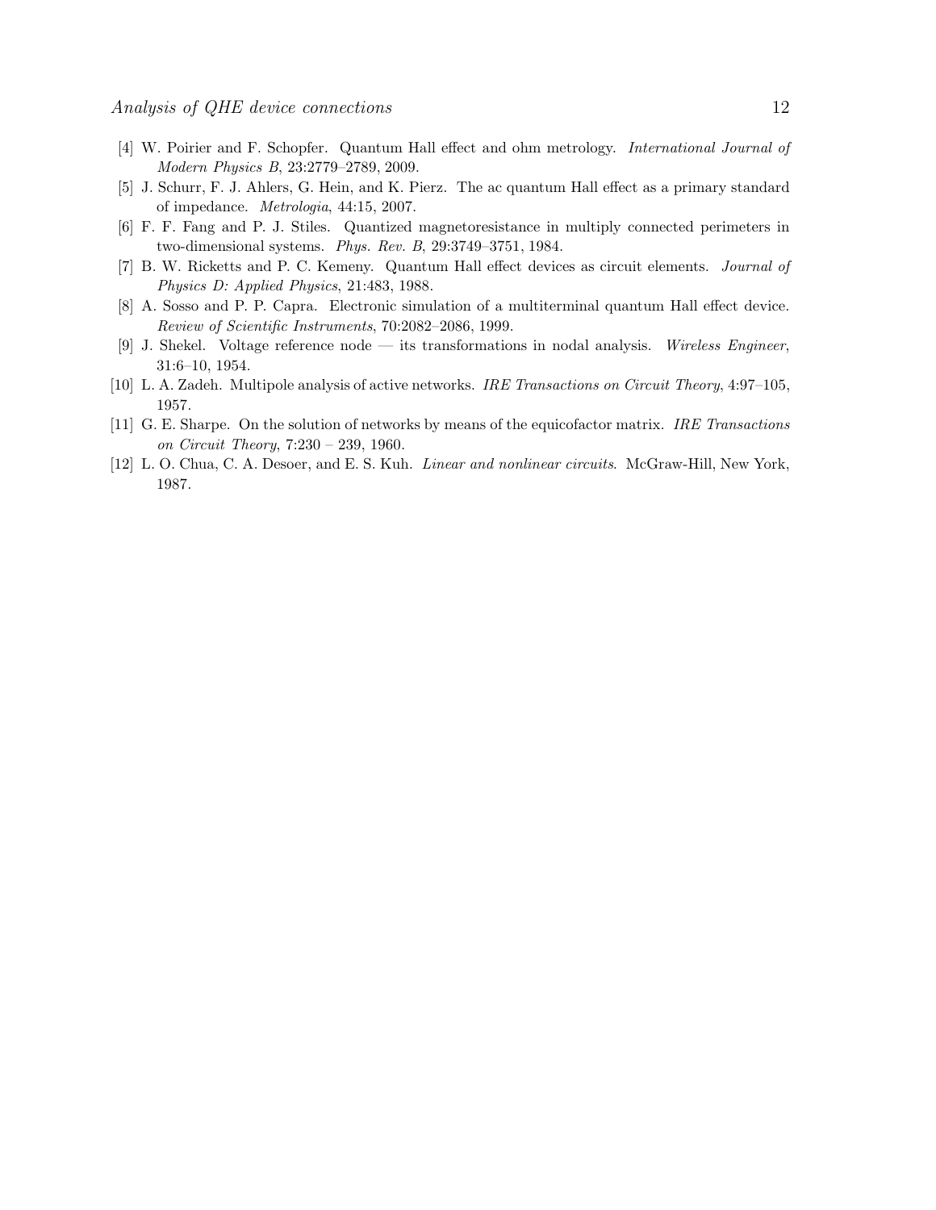[4] W. Poirier and F. Schopfer. Quantum Hall effect and ohm metrology. *International Journal of Modern Physics B*, 23:2779–2789, 2009.

[5] J. Schurr, F. J. Ahlers, G. Hein, and K. Pierz. The ac quantum Hall effect as a primary standard of impedance. *Metrologia*, 44:15, 2007.

[6] F. F. Fang and P. J. Stiles. Quantized magnetoresistance in multiply connected perimeters in two-dimensional systems. *Phys. Rev. B*, 29:3749–3751, 1984.

[7] B. W. Ricketts and P. C. Kemeny. Quantum Hall effect devices as circuit elements. *Journal of Physics D: Applied Physics*, 21:483, 1988.

[8] A. Sosso and P. P. Capra. Electronic simulation of a multiterminal quantum Hall effect device. *Review of Scientific Instruments*, 70:2082–2086, 1999.

[9] J. Shekel. Voltage reference node — its transformations in nodal analysis. *Wireless Engineer*, 31:6–10, 1954.

[10] L. A. Zadeh. Multipole analysis of active networks. *IRE Transactions on Circuit Theory*, 4:97–105, 1957.

[11] G. E. Sharpe. On the solution of networks by means of the equicofactor matrix. *IRE Transactions on Circuit Theory*, 7:230 – 239, 1960.

[12] L. O. Chua, C. A. Desoer, and E. S. Kuh. *Linear and nonlinear circuits*. McGraw-Hill, New York, 1987.